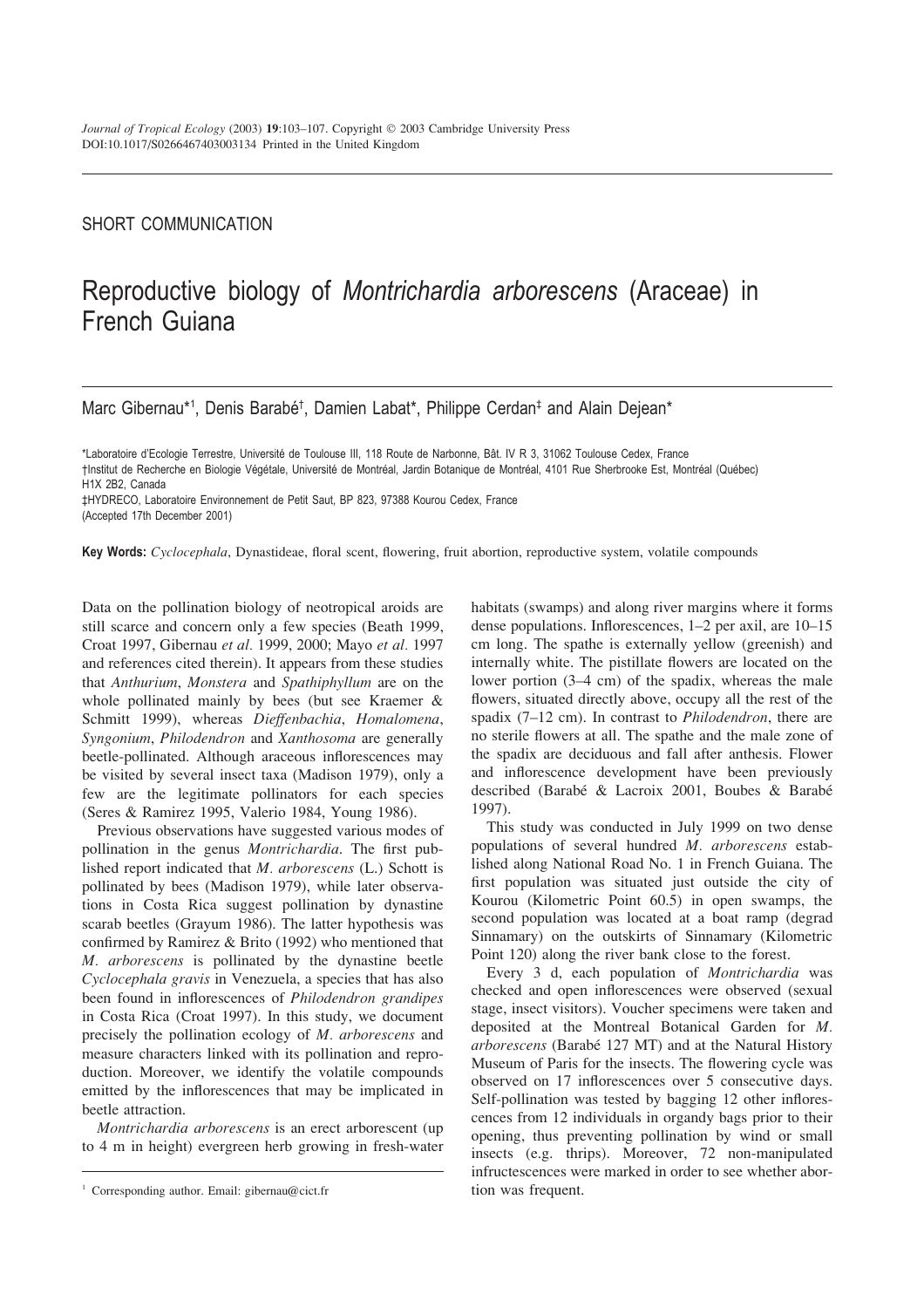SHORT COMMUNICATION

# Reproductive biology of *Montrichardia arborescens* (Araceae) in French Guiana

Marc Gibernau*[1], Denis Barabé[†], Damien Labat*, Philippe Cerdan[‡] and Alain Dejean*

*Laboratoire d'Ecologie Terrestre, Université de Toulouse III, 118 Route de Narbonne, Bât. IV R 3, 31062 Toulouse Cedex, France
†Institut de Recherche en Biologie Végétale, Université de Montréal, Jardin Botanique de Montréal, 4101 Rue Sherbrooke Est, Montréal (Québec) H1X 2B2, Canada
‡HYDRECO, Laboratoire Environnement de Petit Saut, BP 823, 97388 Kourou Cedex, France
(Accepted 17th December 2001)

**Key Words:** *Cyclocephala*, Dynastideae, floral scent, flowering, fruit abortion, reproductive system, volatile compounds

Data on the pollination biology of neotropical aroids are still scarce and concern only a few species (Beath 1999, Croat 1997, Gibernau *et al.* 1999, 2000; Mayo *et al.* 1997 and references cited therein). It appears from these studies that *Anthurium*, *Monstera* and *Spathiphyllum* are on the whole pollinated mainly by bees (but see Kraemer & Schmitt 1999), whereas *Dieffenbachia*, *Homalomena*, *Syngonium*, *Philodendron* and *Xanthosoma* are generally beetle-pollinated. Although araceous inflorescences may be visited by several insect taxa (Madison 1979), only a few are the legitimate pollinators for each species (Seres & Ramirez 1995, Valerio 1984, Young 1986).

Previous observations have suggested various modes of pollination in the genus *Montrichardia*. The first published report indicated that *M. arborescens* (L.) Schott is pollinated by bees (Madison 1979), while later observations in Costa Rica suggest pollination by dynastine scarab beetles (Grayum 1986). The latter hypothesis was confirmed by Ramirez & Brito (1992) who mentioned that *M. arborescens* is pollinated by the dynastine beetle *Cyclocephala gravis* in Venezuela, a species that has also been found in inflorescences of *Philodendron grandipes* in Costa Rica (Croat 1997). In this study, we document precisely the pollination ecology of *M. arborescens* and measure characters linked with its pollination and reproduction. Moreover, we identify the volatile compounds emitted by the inflorescences that may be implicated in beetle attraction.

*Montrichardia arborescens* is an erect arborescent (up to 4 m in height) evergreen herb growing in fresh-water habitats (swamps) and along river margins where it forms dense populations. Inflorescences, 1–2 per axil, are 10–15 cm long. The spathe is externally yellow (greenish) and internally white. The pistillate flowers are located on the lower portion (3–4 cm) of the spadix, whereas the male flowers, situated directly above, occupy all the rest of the spadix (7–12 cm). In contrast to *Philodendron*, there are no sterile flowers at all. The spathe and the male zone of the spadix are deciduous and fall after anthesis. Flower and inflorescence development have been previously described (Barabé & Lacroix 2001, Boubes & Barabé 1997).

This study was conducted in July 1999 on two dense populations of several hundred *M. arborescens* established along National Road No. 1 in French Guiana. The first population was situated just outside the city of Kourou (Kilometric Point 60.5) in open swamps, the second population was located at a boat ramp (degrad Sinnamary) on the outskirts of Sinnamary (Kilometric Point 120) along the river bank close to the forest.

Every 3 d, each population of *Montrichardia* was checked and open inflorescences were observed (sexual stage, insect visitors). Voucher specimens were taken and deposited at the Montreal Botanical Garden for *M. arborescens* (Barabé 127 MT) and at the Natural History Museum of Paris for the insects. The flowering cycle was observed on 17 inflorescences over 5 consecutive days. Self-pollination was tested by bagging 12 other inflorescences from 12 individuals in organdy bags prior to their opening, thus preventing pollination by wind or small insects (e.g. thrips). Moreover, 72 non-manipulated infructescences were marked in order to see whether abortion was frequent.

[1] Corresponding author. Email: gibernau@cict.fr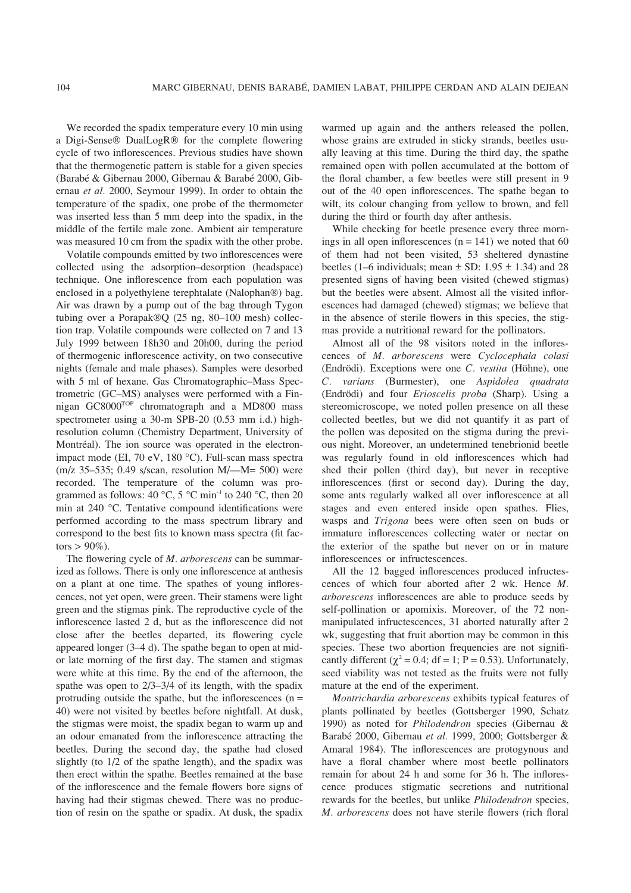We recorded the spadix temperature every 10 min using a Digi-Sense® DualLogR® for the complete flowering cycle of two inflorescences. Previous studies have shown that the thermogenetic pattern is stable for a given species (Barabé & Gibernau 2000, Gibernau & Barabé 2000, Gibernau *et al.* 2000, Seymour 1999). In order to obtain the temperature of the spadix, one probe of the thermometer was inserted less than 5 mm deep into the spadix, in the middle of the fertile male zone. Ambient air temperature was measured 10 cm from the spadix with the other probe.

Volatile compounds emitted by two inflorescences were collected using the adsorption–desorption (headspace) technique. One inflorescence from each population was enclosed in a polyethylene terephtalate (Nalophan®) bag. Air was drawn by a pump out of the bag through Tygon tubing over a Porapak®Q (25 ng, 80–100 mesh) collection trap. Volatile compounds were collected on 7 and 13 July 1999 between 18h30 and 20h00, during the period of thermogenic inflorescence activity, on two consecutive nights (female and male phases). Samples were desorbed with 5 ml of hexane. Gas Chromatographic–Mass Spectrometric (GC–MS) analyses were performed with a Finnigan GC8000[TOP] chromatograph and a MD800 mass spectrometer using a 30-m SPB-20 (0.53 mm i.d.) high-resolution column (Chemistry Department, University of Montréal). The ion source was operated in the electron-impact mode (EI, 70 eV, 180 °C). Full-scan mass spectra (m/z 35–535; 0.49 s/scan, resolution M/—M= 500) were recorded. The temperature of the column was programmed as follows: 40 °C, 5 °C min$^{-1}$ to 240 °C, then 20 min at 240 °C. Tentative compound identifications were performed according to the mass spectrum library and correspond to the best fits to known mass spectra (fit factors > 90%).

The flowering cycle of *M. arborescens* can be summarized as follows. There is only one inflorescence at anthesis on a plant at one time. The spathes of young inflorescences, not yet open, were green. Their stamens were light green and the stigmas pink. The reproductive cycle of the inflorescence lasted 2 d, but as the inflorescence did not close after the beetles departed, its flowering cycle appeared longer (3–4 d). The spathe began to open at mid- or late morning of the first day. The stamen and stigmas were white at this time. By the end of the afternoon, the spathe was open to 2/3–3/4 of its length, with the spadix protruding outside the spathe, but the inflorescences (n = 40) were not visited by beetles before nightfall. At dusk, the stigmas were moist, the spadix began to warm up and an odour emanated from the inflorescence attracting the beetles. During the second day, the spathe had closed slightly (to 1/2 of the spathe length), and the spadix was then erect within the spathe. Beetles remained at the base of the inflorescence and the female flowers bore signs of having had their stigmas chewed. There was no production of resin on the spathe or spadix. At dusk, the spadix warmed up again and the anthers released the pollen, whose grains are extruded in sticky strands, beetles usually leaving at this time. During the third day, the spathe remained open with pollen accumulated at the bottom of the floral chamber, a few beetles were still present in 9 out of the 40 open inflorescences. The spathe began to wilt, its colour changing from yellow to brown, and fell during the third or fourth day after anthesis.

While checking for beetle presence every three mornings in all open inflorescences (n = 141) we noted that 60 of them had not been visited, 53 sheltered dynastine beetles (1–6 individuals; mean ± SD: 1.95 ± 1.34) and 28 presented signs of having been visited (chewed stigmas) but the beetles were absent. Almost all the visited inflorescences had damaged (chewed) stigmas; we believe that in the absence of sterile flowers in this species, the stigmas provide a nutritional reward for the pollinators.

Almost all of the 98 visitors noted in the inflorescences of *M. arborescens* were *Cyclocephala colasi* (Endrödi). Exceptions were one *C. vestita* (Höhne), one *C. varians* (Burmester), one *Aspidolea quadrata* (Endrödi) and four *Erioscelis proba* (Sharp). Using a stereomicroscope, we noted pollen presence on all these collected beetles, but we did not quantify it as part of the pollen was deposited on the stigma during the previous night. Moreover, an undetermined tenebrionid beetle was regularly found in old inflorescences which had shed their pollen (third day), but never in receptive inflorescences (first or second day). During the day, some ants regularly walked all over inflorescence at all stages and even entered inside open spathes. Flies, wasps and *Trigona* bees were often seen on buds or immature inflorescences collecting water or nectar on the exterior of the spathe but never on or in mature inflorescences or infructescences.

All the 12 bagged inflorescences produced infructescences of which four aborted after 2 wk. Hence *M. arborescens* inflorescences are able to produce seeds by self-pollination or apomixis. Moreover, of the 72 non-manipulated infructescences, 31 aborted naturally after 2 wk, suggesting that fruit abortion may be common in this species. These two abortion frequencies are not significantly different ($\chi^2 = 0.4$; df = 1; P = 0.53). Unfortunately, seed viability was not tested as the fruits were not fully mature at the end of the experiment.

*Montrichardia arborescens* exhibits typical features of plants pollinated by beetles (Gottsberger 1990, Schatz 1990) as noted for *Philodendron* species (Gibernau & Barabé 2000, Gibernau *et al.* 1999, 2000; Gottsberger & Amaral 1984). The inflorescences are protogynous and have a floral chamber where most beetle pollinators remain for about 24 h and some for 36 h. The inflorescence produces stigmatic secretions and nutritional rewards for the beetles, but unlike *Philodendron* species, *M. arborescens* does not have sterile flowers (rich floral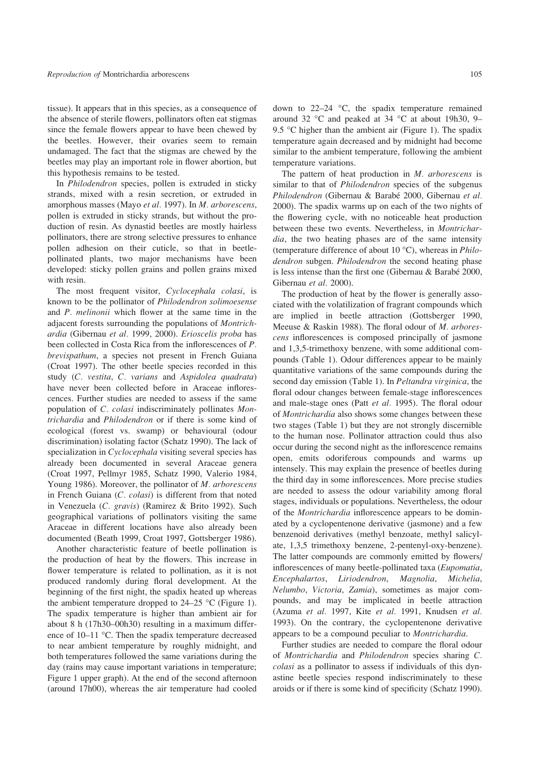tissue). It appears that in this species, as a consequence of the absence of sterile flowers, pollinators often eat stigmas since the female flowers appear to have been chewed by the beetles. However, their ovaries seem to remain undamaged. The fact that the stigmas are chewed by the beetles may play an important role in flower abortion, but this hypothesis remains to be tested.

In *Philodendron* species, pollen is extruded in sticky strands, mixed with a resin secretion, or extruded in amorphous masses (Mayo *et al.* 1997). In *M. arborescens*, pollen is extruded in sticky strands, but without the production of resin. As dynastid beetles are mostly hairless pollinators, there are strong selective pressures to enhance pollen adhesion on their cuticle, so that in beetle-pollinated plants, two major mechanisms have been developed: sticky pollen grains and pollen grains mixed with resin.

The most frequent visitor, *Cyclocephala colasi*, is known to be the pollinator of *Philodendron solimoesense* and *P. melinonii* which flower at the same time in the adjacent forests surrounding the populations of *Montrichardia* (Gibernau *et al.* 1999, 2000). *Erioscelis proba* has been collected in Costa Rica from the inflorescences of *P. brevispathum*, a species not present in French Guiana (Croat 1997). The other beetle species recorded in this study (*C. vestita*, *C. varians* and *Aspidolea quadrata*) have never been collected before in Araceae inflorescences. Further studies are needed to assess if the same population of *C. colasi* indiscriminately pollinates *Montrichardia* and *Philodendron* or if there is some kind of ecological (forest vs. swamp) or behavioural (odour discrimination) isolating factor (Schatz 1990). The lack of specialization in *Cyclocephala* visiting several species has already been documented in several Araceae genera (Croat 1997, Pellmyr 1985, Schatz 1990, Valerio 1984, Young 1986). Moreover, the pollinator of *M. arborescens* in French Guiana (*C. colasi*) is different from that noted in Venezuela (*C. gravis*) (Ramirez & Brito 1992). Such geographical variations of pollinators visiting the same Araceae in different locations have also already been documented (Beath 1999, Croat 1997, Gottsberger 1986).

Another characteristic feature of beetle pollination is the production of heat by the flowers. This increase in flower temperature is related to pollination, as it is not produced randomly during floral development. At the beginning of the first night, the spadix heated up whereas the ambient temperature dropped to 24–25 °C (Figure 1). The spadix temperature is higher than ambient air for about 8 h (17h30–00h30) resulting in a maximum difference of 10–11 °C. Then the spadix temperature decreased to near ambient temperature by roughly midnight, and both temperatures followed the same variations during the day (rains may cause important variations in temperature; Figure 1 upper graph). At the end of the second afternoon (around 17h00), whereas the air temperature had cooled down to 22–24 °C, the spadix temperature remained around 32 °C and peaked at 34 °C at about 19h30, 9–9.5 °C higher than the ambient air (Figure 1). The spadix temperature again decreased and by midnight had become similar to the ambient temperature, following the ambient temperature variations.

The pattern of heat production in *M. arborescens* is similar to that of *Philodendron* species of the subgenus *Philodendron* (Gibernau & Barabé 2000, Gibernau *et al.* 2000). The spadix warms up on each of the two nights of the flowering cycle, with no noticeable heat production between these two events. Nevertheless, in *Montrichardia*, the two heating phases are of the same intensity (temperature difference of about 10 °C), whereas in *Philodendron* subgen. *Philodendron* the second heating phase is less intense than the first one (Gibernau & Barabé 2000, Gibernau *et al.* 2000).

The production of heat by the flower is generally associated with the volatilization of fragrant compounds which are implied in beetle attraction (Gottsberger 1990, Meeuse & Raskin 1988). The floral odour of *M. arborescens* inflorescences is composed principally of jasmone and 1,3,5-trimethoxy benzene, with some additional compounds (Table 1). Odour differences appear to be mainly quantitative variations of the same compounds during the second day emission (Table 1). In *Peltandra virginica*, the floral odour changes between female-stage inflorescences and male-stage ones (Patt *et al.* 1995). The floral odour of *Montrichardia* also shows some changes between these two stages (Table 1) but they are not strongly discernible to the human nose. Pollinator attraction could thus also occur during the second night as the inflorescence remains open, emits odoriferous compounds and warms up intensely. This may explain the presence of beetles during the third day in some inflorescences. More precise studies are needed to assess the odour variability among floral stages, individuals or populations. Nevertheless, the odour of the *Montrichardia* inflorescence appears to be dominated by a cyclopentenone derivative (jasmone) and a few benzenoid derivatives (methyl benzoate, methyl salicylate, 1,3,5 trimethoxy benzene, 2-pentenyl-oxy-benzene). The latter compounds are commonly emitted by flowers/inflorescences of many beetle-pollinated taxa (*Eupomatia*, *Encephalartos*, *Liriodendron*, *Magnolia*, *Michelia*, *Nelumbo*, *Victoria*, *Zamia*), sometimes as major compounds, and may be implicated in beetle attraction (Azuma *et al.* 1997, Kite *et al.* 1991, Knudsen *et al.* 1993). On the contrary, the cyclopentenone derivative appears to be a compound peculiar to *Montrichardia*.

Further studies are needed to compare the floral odour of *Montrichardia* and *Philodendron* species sharing *C. colasi* as a pollinator to assess if individuals of this dynastine beetle species respond indiscriminately to these aroids or if there is some kind of specificity (Schatz 1990).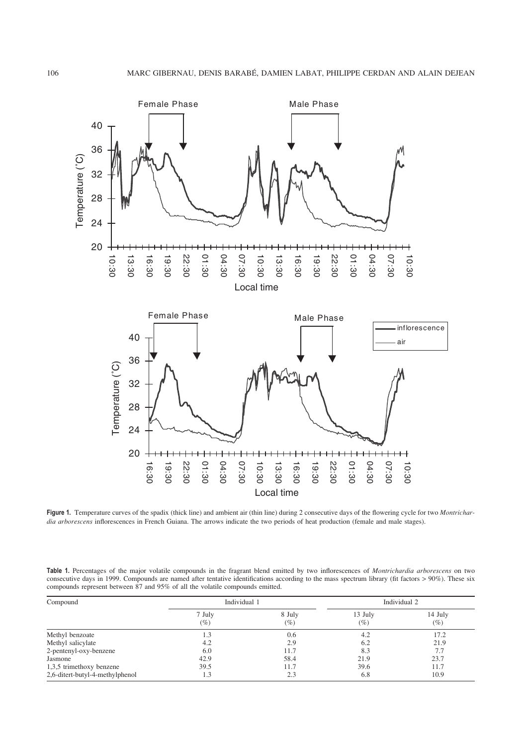**Figure 1.** Temperature curves of the spadix (thick line) and ambient air (thin line) during 2 consecutive days of the flowering cycle for two *Montrichardia arborescens* inflorescences in French Guiana. The arrows indicate the two periods of heat production (female and male stages).

**Table 1.** Percentages of the major volatile compounds in the fragrant blend emitted by two inflorescences of *Montrichardia arborescens* on two consecutive days in 1999. Compounds are named after tentative identifications according to the mass spectrum library (fit factors > 90%). These six compounds represent between 87 and 95% of all the volatile compounds emitted.

| Compound | Individual 1 | | Individual 2 | |
|---|---|---|---|---|
| | 7 July (%) | 8 July (%) | 13 July (%) | 14 July (%) |
| Methyl benzoate | 1.3 | 0.6 | 4.2 | 17.2 |
| Methyl salicylate | 4.2 | 2.9 | 6.2 | 21.9 |
| 2-pentenyl-oxy-benzene | 6.0 | 11.7 | 8.3 | 7.7 |
| Jasmone | 42.9 | 58.4 | 21.9 | 23.7 |
| 1,3,5 trimethoxy benzene | 39.5 | 11.7 | 39.6 | 11.7 |
| 2,6-ditert-butyl-4-methylphenol | 1.3 | 2.3 | 6.8 | 10.9 |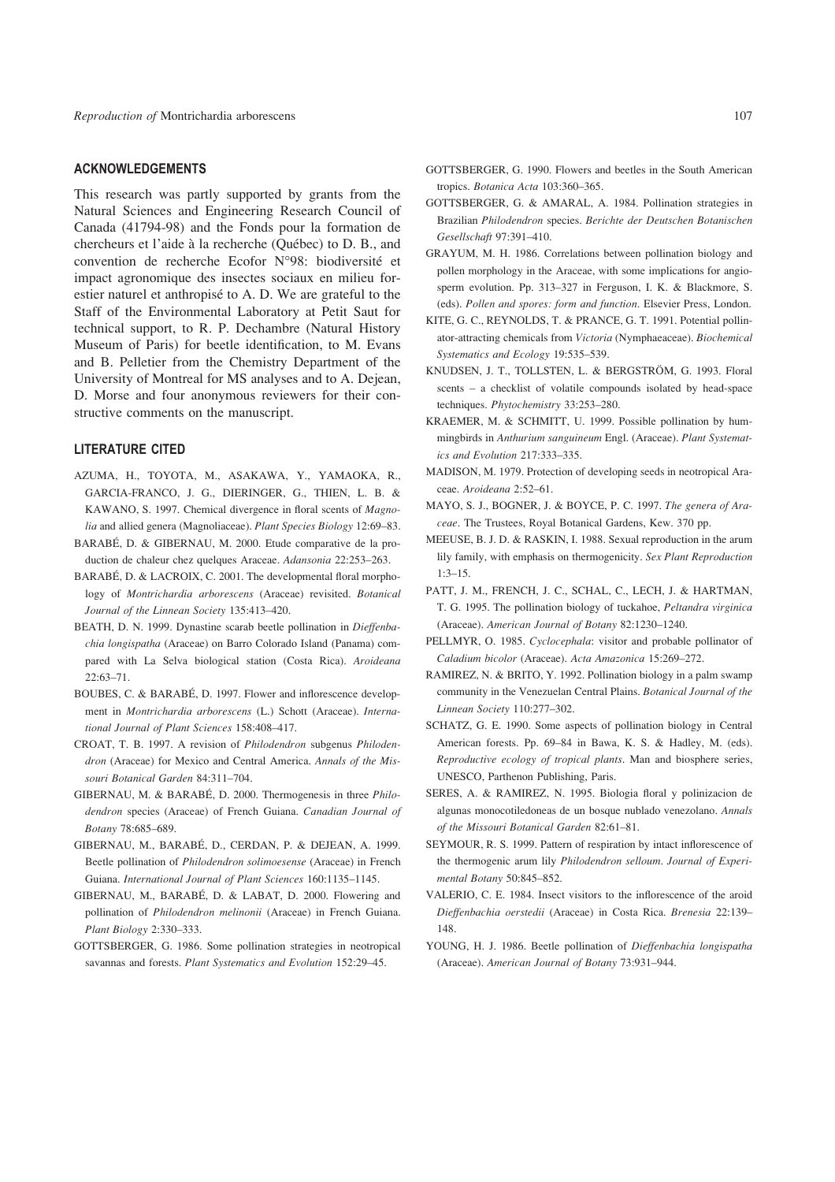## ACKNOWLEDGEMENTS

This research was partly supported by grants from the Natural Sciences and Engineering Research Council of Canada (41794-98) and the Fonds pour la formation de chercheurs et l'aide à la recherche (Québec) to D. B., and convention de recherche Ecofor N°98: biodiversité et impact agronomique des insectes sociaux en milieu forestier naturel et anthropisé to A. D. We are grateful to the Staff of the Environmental Laboratory at Petit Saut for technical support, to R. P. Dechambre (Natural History Museum of Paris) for beetle identification, to M. Evans and B. Pelletier from the Chemistry Department of the University of Montreal for MS analyses and to A. Dejean, D. Morse and four anonymous reviewers for their constructive comments on the manuscript.

## LITERATURE CITED

AZUMA, H., TOYOTA, M., ASAKAWA, Y., YAMAOKA, R., GARCIA-FRANCO, J. G., DIERINGER, G., THIEN, L. B. & KAWANO, S. 1997. Chemical divergence in floral scents of *Magnolia* and allied genera (Magnoliaceae). *Plant Species Biology* 12:69–83.

BARABÉ, D. & GIBERNAU, M. 2000. Etude comparative de la production de chaleur chez quelques Araceae. *Adansonia* 22:253–263.

BARABÉ, D. & LACROIX, C. 2001. The developmental floral morphology of *Montrichardia arborescens* (Araceae) revisited. *Botanical Journal of the Linnean Society* 135:413–420.

BEATH, D. N. 1999. Dynastine scarab beetle pollination in *Dieffenbachia longispatha* (Araceae) on Barro Colorado Island (Panama) compared with La Selva biological station (Costa Rica). *Aroideana* 22:63–71.

BOUBES, C. & BARABÉ, D. 1997. Flower and inflorescence development in *Montrichardia arborescens* (L.) Schott (Araceae). *International Journal of Plant Sciences* 158:408–417.

CROAT, T. B. 1997. A revision of *Philodendron* subgenus *Philodendron* (Araceae) for Mexico and Central America. *Annals of the Missouri Botanical Garden* 84:311–704.

GIBERNAU, M. & BARABÉ, D. 2000. Thermogenesis in three *Philodendron* species (Araceae) of French Guiana. *Canadian Journal of Botany* 78:685–689.

GIBERNAU, M., BARABÉ, D., CERDAN, P. & DEJEAN, A. 1999. Beetle pollination of *Philodendron solimoesense* (Araceae) in French Guiana. *International Journal of Plant Sciences* 160:1135–1145.

GIBERNAU, M., BARABÉ, D. & LABAT, D. 2000. Flowering and pollination of *Philodendron melinonii* (Araceae) in French Guiana. *Plant Biology* 2:330–333.

GOTTSBERGER, G. 1986. Some pollination strategies in neotropical savannas and forests. *Plant Systematics and Evolution* 152:29–45.

GOTTSBERGER, G. 1990. Flowers and beetles in the South American tropics. *Botanica Acta* 103:360–365.

GOTTSBERGER, G. & AMARAL, A. 1984. Pollination strategies in Brazilian *Philodendron* species. *Berichte der Deutschen Botanischen Gesellschaft* 97:391–410.

GRAYUM, M. H. 1986. Correlations between pollination biology and pollen morphology in the Araceae, with some implications for angiosperm evolution. Pp. 313–327 in Ferguson, I. K. & Blackmore, S. (eds). *Pollen and spores: form and function*. Elsevier Press, London.

KITE, G. C., REYNOLDS, T. & PRANCE, G. T. 1991. Potential pollinator-attracting chemicals from *Victoria* (Nymphaeaceae). *Biochemical Systematics and Ecology* 19:535–539.

KNUDSEN, J. T., TOLLSTEN, L. & BERGSTRÖM, G. 1993. Floral scents – a checklist of volatile compounds isolated by head-space techniques. *Phytochemistry* 33:253–280.

KRAEMER, M. & SCHMITT, U. 1999. Possible pollination by hummingbirds in *Anthurium sanguineum* Engl. (Araceae). *Plant Systematics and Evolution* 217:333–335.

MADISON, M. 1979. Protection of developing seeds in neotropical Araceae. *Aroideana* 2:52–61.

MAYO, S. J., BOGNER, J. & BOYCE, P. C. 1997. *The genera of Araceae*. The Trustees, Royal Botanical Gardens, Kew. 370 pp.

MEEUSE, B. J. D. & RASKIN, I. 1988. Sexual reproduction in the arum lily family, with emphasis on thermogenicity. *Sex Plant Reproduction* 1:3–15.

PATT, J. M., FRENCH, J. C., SCHAL, C., LECH, J. & HARTMAN, T. G. 1995. The pollination biology of tuckahoe, *Peltandra virginica* (Araceae). *American Journal of Botany* 82:1230–1240.

PELLMYR, O. 1985. *Cyclocephala*: visitor and probable pollinator of *Caladium bicolor* (Araceae). *Acta Amazonica* 15:269–272.

RAMIREZ, N. & BRITO, Y. 1992. Pollination biology in a palm swamp community in the Venezuelan Central Plains. *Botanical Journal of the Linnean Society* 110:277–302.

SCHATZ, G. E. 1990. Some aspects of pollination biology in Central American forests. Pp. 69–84 in Bawa, K. S. & Hadley, M. (eds). *Reproductive ecology of tropical plants*. Man and biosphere series, UNESCO, Parthenon Publishing, Paris.

SERES, A. & RAMIREZ, N. 1995. Biologia floral y polinizacion de algunas monocotiledoneas de un bosque nublado venezolano. *Annals of the Missouri Botanical Garden* 82:61–81.

SEYMOUR, R. S. 1999. Pattern of respiration by intact inflorescence of the thermogenic arum lily *Philodendron selloum*. *Journal of Experimental Botany* 50:845–852.

VALERIO, C. E. 1984. Insect visitors to the inflorescence of the aroid *Dieffenbachia oerstedii* (Araceae) in Costa Rica. *Brenesia* 22:139–148.

YOUNG, H. J. 1986. Beetle pollination of *Dieffenbachia longispatha* (Araceae). *American Journal of Botany* 73:931–944.